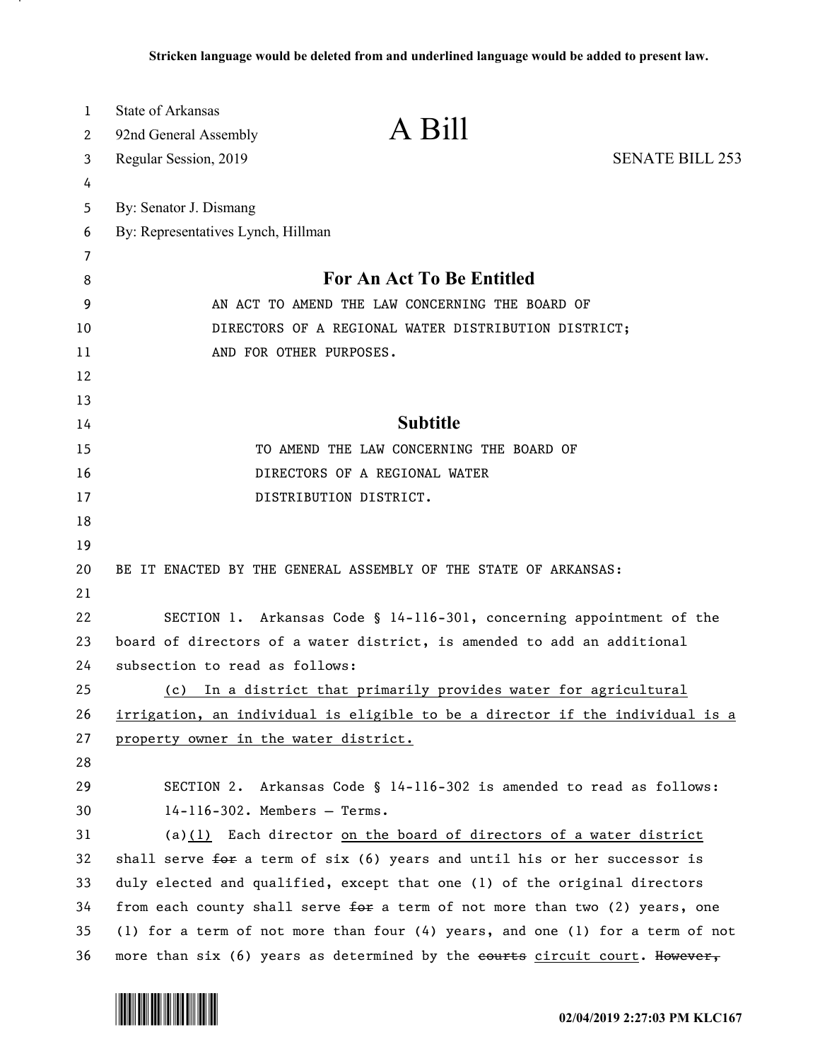**Stricken language would be deleted from and underlined language would be added to present law.**

State of Arkansas
92nd General Assembly
Regular Session, 2019

# A Bill

SENATE BILL 253

By: Senator J. Dismang
By: Representatives Lynch, Hillman

## For An Act To Be Entitled

AN ACT TO AMEND THE LAW CONCERNING THE BOARD OF DIRECTORS OF A REGIONAL WATER DISTRIBUTION DISTRICT; AND FOR OTHER PURPOSES.

## Subtitle

TO AMEND THE LAW CONCERNING THE BOARD OF DIRECTORS OF A REGIONAL WATER DISTRIBUTION DISTRICT.

BE IT ENACTED BY THE GENERAL ASSEMBLY OF THE STATE OF ARKANSAS:

SECTION 1. Arkansas Code § 14-116-301, concerning appointment of the board of directors of a water district, is amended to add an additional subsection to read as follows:

<u>(c) In a district that primarily provides water for agricultural irrigation, an individual is eligible to be a director if the individual is a property owner in the water district.</u>

SECTION 2. Arkansas Code § 14-116-302 is amended to read as follows:

14-116-302. Members — Terms.

(a)<u>(1)</u> Each director <u>on the board of directors of a water district</u> shall serve ~~for~~ a term of six (6) years and until his or her successor is duly elected and qualified, except that one (1) of the original directors from each county shall serve ~~for~~ a term of not more than two (2) years, one (1) for a term of not more than four (4) years, and one (1) for a term of not more than six (6) years as determined by the ~~courts~~ <u>circuit court</u>. ~~However,~~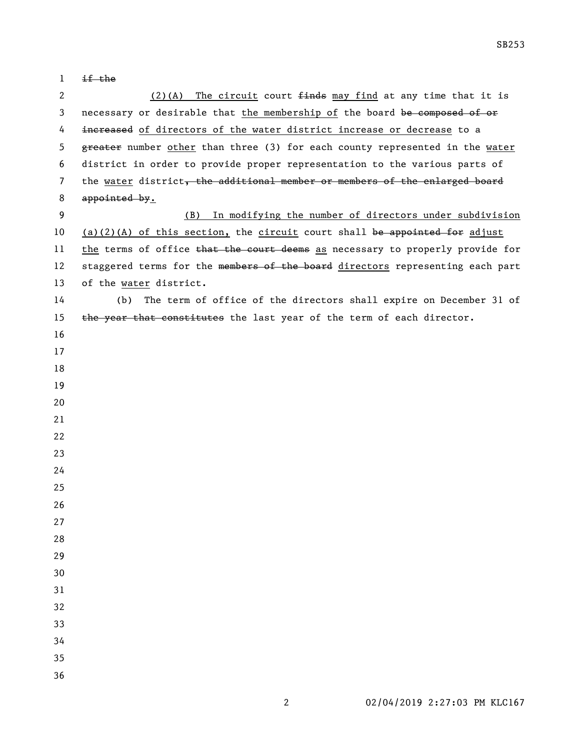~~if the~~

(2)(A) The circuit court ~~finds~~ may find at any time that it is necessary or desirable that the membership of the board ~~be composed of or increased~~ of directors of the water district increase or decrease to a ~~greater~~ number other than three (3) for each county represented in the water district in order to provide proper representation to the various parts of the water district~~, the additional member or members of the enlarged board appointed by~~.

(B) In modifying the number of directors under subdivision (a)(2)(A) of this section, the circuit court shall ~~be appointed for~~ adjust the terms of office ~~that the court deems~~ as necessary to properly provide for staggered terms for the ~~members of the board~~ directors representing each part of the water district.

(b) The term of office of the directors shall expire on December 31 of ~~the year that constitutes~~ the last year of the term of each director.